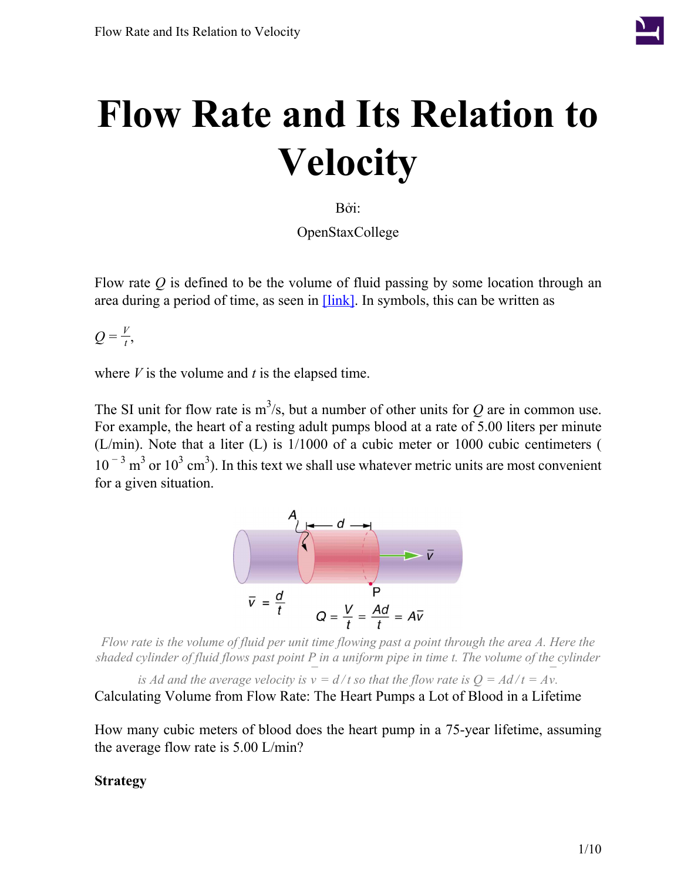# Flow Rate and Its Relation to Velocity

Bởi:

OpenStaxCollege

Flow rate $Q$ is defined to be the volume of fluid passing by some location through an area during a period of time, as seen in [link]. In symbols, this can be written as

$$Q = \frac{V}{t},$$

where $V$ is the volume and $t$ is the elapsed time.

The SI unit for flow rate is $m^3/s$, but a number of other units for $Q$ are in common use. For example, the heart of a resting adult pumps blood at a rate of 5.00 liters per minute (L/min). Note that a liter (L) is 1/1000 of a cubic meter or 1000 cubic centimeters ( $10^{-3}$ $m^3$ or $10^3$ $cm^3$). In this text we shall use whatever metric units are most convenient for a given situation.

*Flow rate is the volume of fluid per unit time flowing past a point through the area A. Here the shaded cylinder of fluid flows past point P in a uniform pipe in time t. The volume of the cylinder is Ad and the average velocity is $\bar{v} = d/t$ so that the flow rate is $Q = Ad/t = A\bar{v}$.*

Calculating Volume from Flow Rate: The Heart Pumps a Lot of Blood in a Lifetime

How many cubic meters of blood does the heart pump in a 75-year lifetime, assuming the average flow rate is 5.00 L/min?

**Strategy**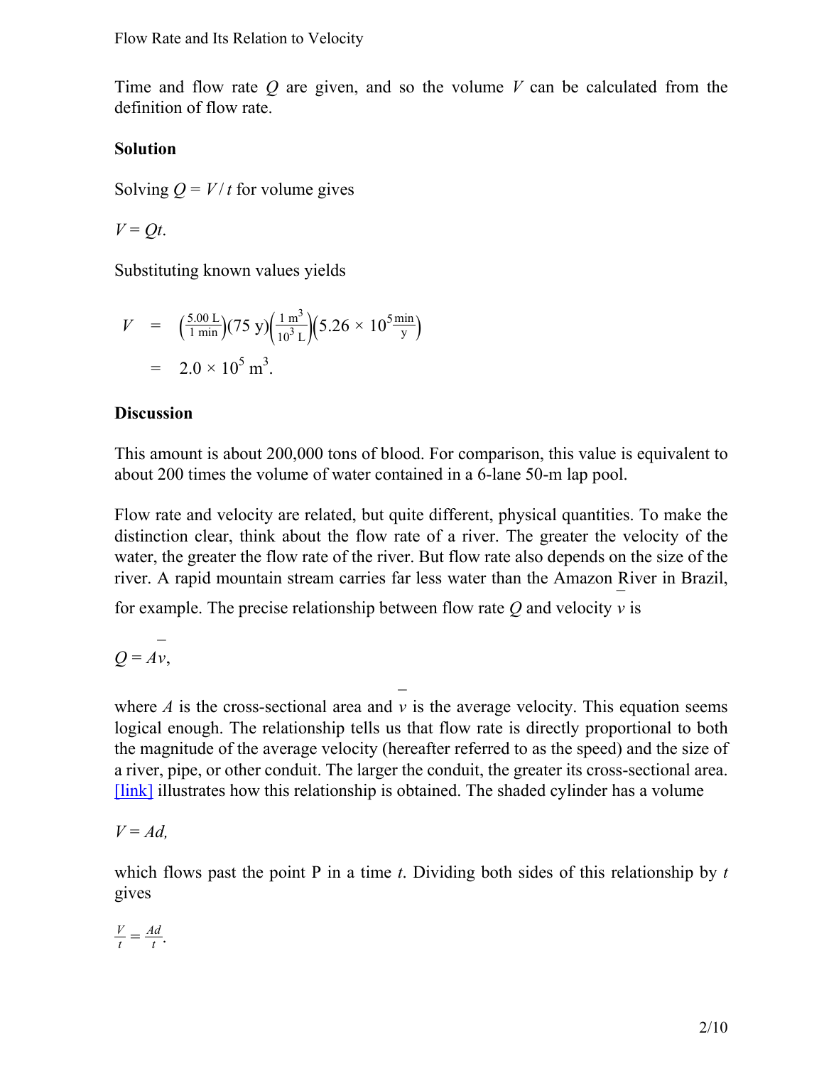Time and flow rate $Q$ are given, and so the volume $V$ can be calculated from the definition of flow rate.

**Solution**

Solving $Q = V / t$ for volume gives

$V = Qt.$

Substituting known values yields

$$
\begin{aligned}
V &= \left(\frac{5.00\ \text{L}}{1\ \text{min}}\right)(75\ \text{y})\left(\frac{1\ \text{m}^3}{10^3\ \text{L}}\right)\left(5.26 \times 10^5 \frac{\text{min}}{\text{y}}\right) \\
&= 2.0 \times 10^5\ \text{m}^3.
\end{aligned}
$$

**Discussion**

This amount is about 200,000 tons of blood. For comparison, this value is equivalent to about 200 times the volume of water contained in a 6-lane 50-m lap pool.

Flow rate and velocity are related, but quite different, physical quantities. To make the distinction clear, think about the flow rate of a river. The greater the velocity of the water, the greater the flow rate of the river. But flow rate also depends on the size of the river. A rapid mountain stream carries far less water than the Amazon River in Brazil, for example. The precise relationship between flow rate $Q$ and velocity $\bar{v}$ is

$Q = A\bar{v},$

where $A$ is the cross-sectional area and $\bar{v}$ is the average velocity. This equation seems logical enough. The relationship tells us that flow rate is directly proportional to both the magnitude of the average velocity (hereafter referred to as the speed) and the size of a river, pipe, or other conduit. The larger the conduit, the greater its cross-sectional area. [link] illustrates how this relationship is obtained. The shaded cylinder has a volume

$V = Ad,$

which flows past the point P in a time $t$. Dividing both sides of this relationship by $t$ gives

$\frac{V}{t} = \frac{Ad}{t}.$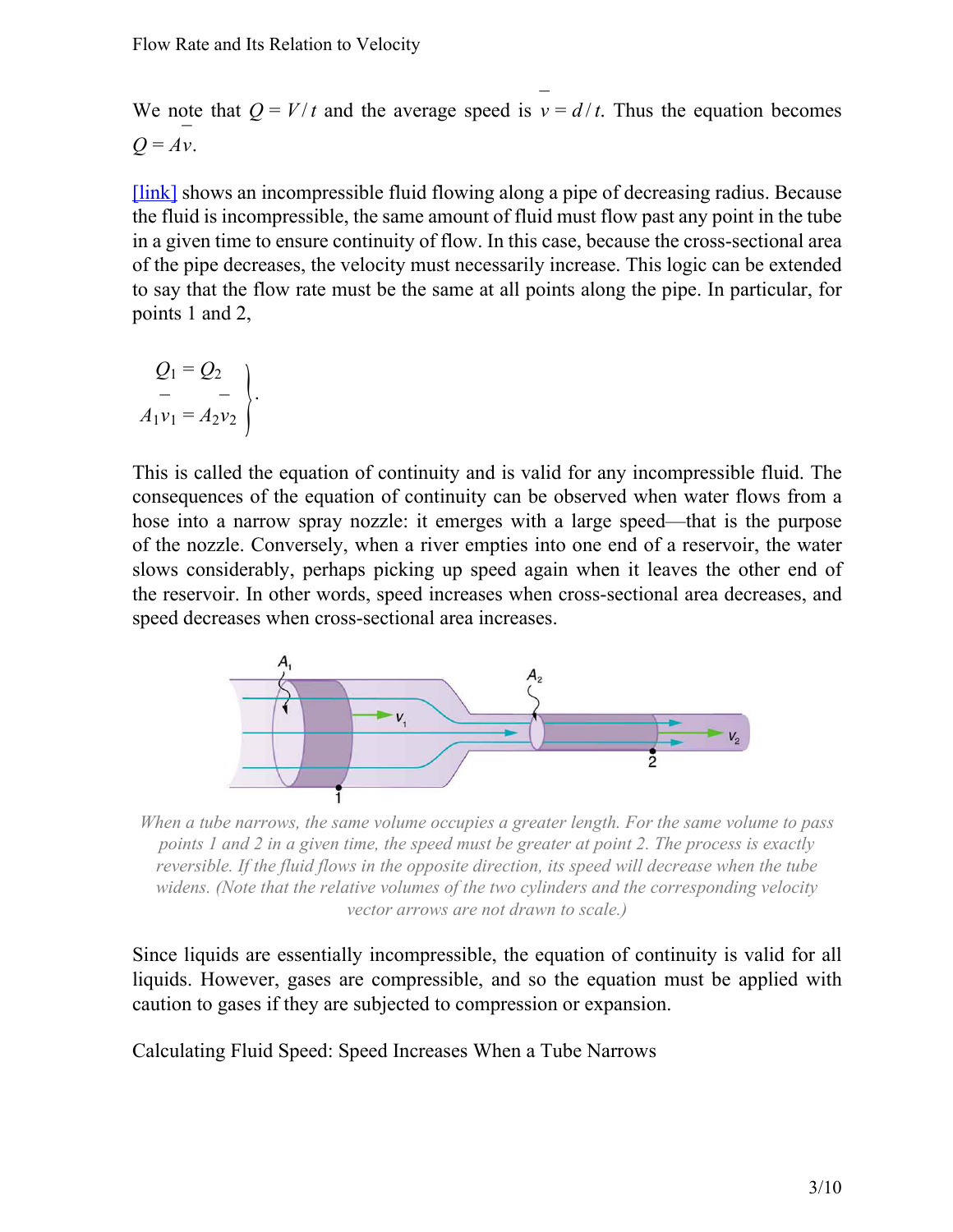We note that $Q = V/t$ and the average speed is $\bar{v} = d/t$. Thus the equation becomes $Q = A\bar{v}$.

[link] shows an incompressible fluid flowing along a pipe of decreasing radius. Because the fluid is incompressible, the same amount of fluid must flow past any point in the tube in a given time to ensure continuity of flow. In this case, because the cross-sectional area of the pipe decreases, the velocity must necessarily increase. This logic can be extended to say that the flow rate must be the same at all points along the pipe. In particular, for points 1 and 2,

$$\left.\begin{array}{c} Q_1 = Q_2 \\ A_1\bar{v}_1 = A_2\bar{v}_2 \end{array}\right\}.$$

This is called the equation of continuity and is valid for any incompressible fluid. The consequences of the equation of continuity can be observed when water flows from a hose into a narrow spray nozzle: it emerges with a large speed—that is the purpose of the nozzle. Conversely, when a river empties into one end of a reservoir, the water slows considerably, perhaps picking up speed again when it leaves the other end of the reservoir. In other words, speed increases when cross-sectional area decreases, and speed decreases when cross-sectional area increases.

$A_1$

$v_1$

$A_2$

$v_2$

1

2

*When a tube narrows, the same volume occupies a greater length. For the same volume to pass points 1 and 2 in a given time, the speed must be greater at point 2. The process is exactly reversible. If the fluid flows in the opposite direction, its speed will decrease when the tube widens. (Note that the relative volumes of the two cylinders and the corresponding velocity vector arrows are not drawn to scale.)*

Since liquids are essentially incompressible, the equation of continuity is valid for all liquids. However, gases are compressible, and so the equation must be applied with caution to gases if they are subjected to compression or expansion.

Calculating Fluid Speed: Speed Increases When a Tube Narrows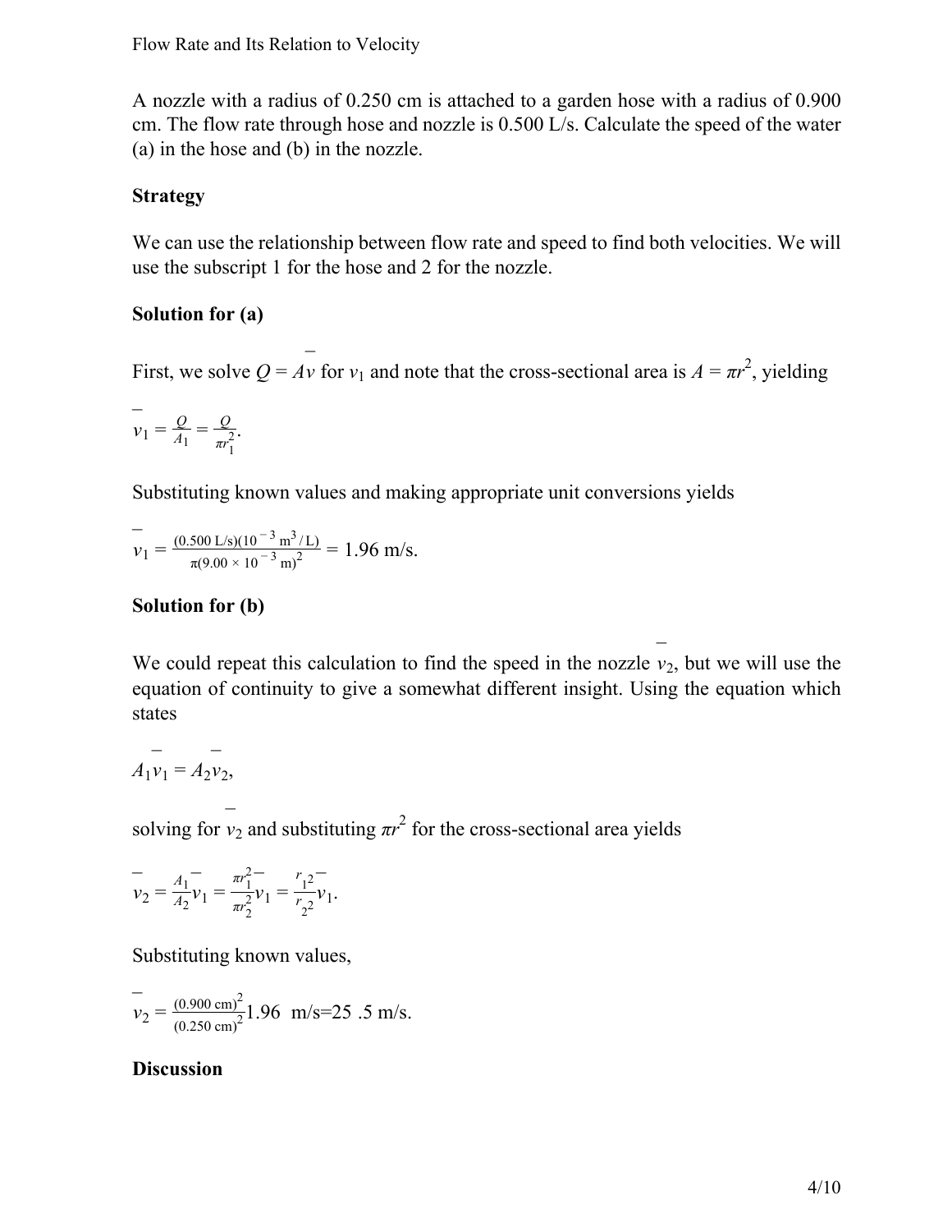A nozzle with a radius of 0.250 cm is attached to a garden hose with a radius of 0.900 cm. The flow rate through hose and nozzle is 0.500 L/s. Calculate the speed of the water (a) in the hose and (b) in the nozzle.

**Strategy**

We can use the relationship between flow rate and speed to find both velocities. We will use the subscript 1 for the hose and 2 for the nozzle.

**Solution for (a)**

First, we solve $Q = A\bar{v}$ for $v_1$ and note that the cross-sectional area is $A = \pi r^2$, yielding

$$\bar{v}_1 = \frac{Q}{A_1} = \frac{Q}{\pi r_1^2}.$$

Substituting known values and making appropriate unit conversions yields

$$\bar{v}_1 = \frac{(0.500 \text{ L/s})(10^{-3} \text{ m}^3/\text{L})}{\pi(9.00 \times 10^{-3} \text{ m})^2} = 1.96 \text{ m/s}.$$

**Solution for (b)**

We could repeat this calculation to find the speed in the nozzle $\bar{v}_2$, but we will use the equation of continuity to give a somewhat different insight. Using the equation which states

$$A_1\bar{v}_1 = A_2\bar{v}_2,$$

solving for $\bar{v}_2$ and substituting $\pi r^2$ for the cross-sectional area yields

$$\bar{v}_2 = \frac{A_1}{A_2}\bar{v}_1 = \frac{\pi r_1^2}{\pi r_2^2}\bar{v}_1 = \frac{r_1^2}{r_2^2}\bar{v}_1.$$

Substituting known values,

$$\bar{v}_2 = \frac{(0.900 \text{ cm})^2}{(0.250 \text{ cm})^2} 1.96 \text{ m/s} = 25.5 \text{ m/s}.$$

**Discussion**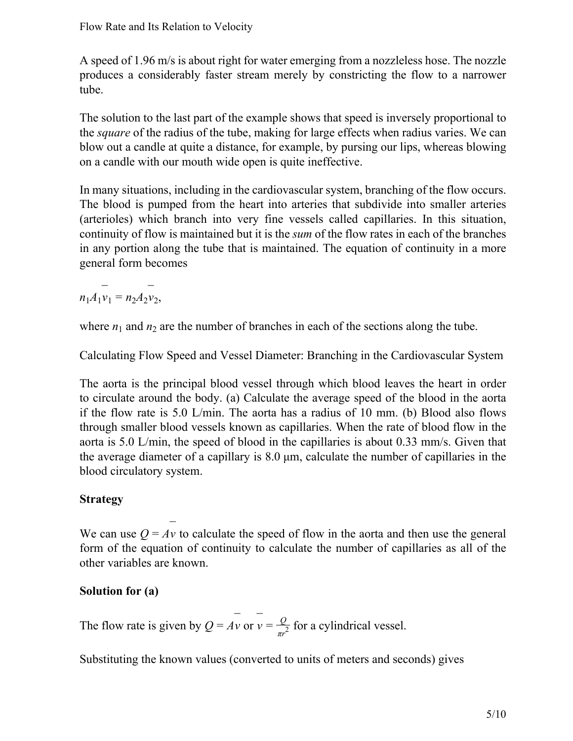A speed of 1.96 m/s is about right for water emerging from a nozzleless hose. The nozzle produces a considerably faster stream merely by constricting the flow to a narrower tube.

The solution to the last part of the example shows that speed is inversely proportional to the *square* of the radius of the tube, making for large effects when radius varies. We can blow out a candle at quite a distance, for example, by pursing our lips, whereas blowing on a candle with our mouth wide open is quite ineffective.

In many situations, including in the cardiovascular system, branching of the flow occurs. The blood is pumped from the heart into arteries that subdivide into smaller arteries (arterioles) which branch into very fine vessels called capillaries. In this situation, continuity of flow is maintained but it is the *sum* of the flow rates in each of the branches in any portion along the tube that is maintained. The equation of continuity in a more general form becomes

$$n_1 A_1 \bar{v}_1 = n_2 A_2 \bar{v}_2,$$

where $n_1$ and $n_2$ are the number of branches in each of the sections along the tube.

Calculating Flow Speed and Vessel Diameter: Branching in the Cardiovascular System

The aorta is the principal blood vessel through which blood leaves the heart in order to circulate around the body. (a) Calculate the average speed of the blood in the aorta if the flow rate is 5.0 L/min. The aorta has a radius of 10 mm. (b) Blood also flows through smaller blood vessels known as capillaries. When the rate of blood flow in the aorta is 5.0 L/min, the speed of blood in the capillaries is about 0.33 mm/s. Given that the average diameter of a capillary is 8.0 μm, calculate the number of capillaries in the blood circulatory system.

**Strategy**

We can use $Q = A\bar{v}$ to calculate the speed of flow in the aorta and then use the general form of the equation of continuity to calculate the number of capillaries as all of the other variables are known.

**Solution for (a)**

The flow rate is given by $Q = A\bar{v}$ or $\bar{v} = \frac{Q}{\pi r^2}$ for a cylindrical vessel.

Substituting the known values (converted to units of meters and seconds) gives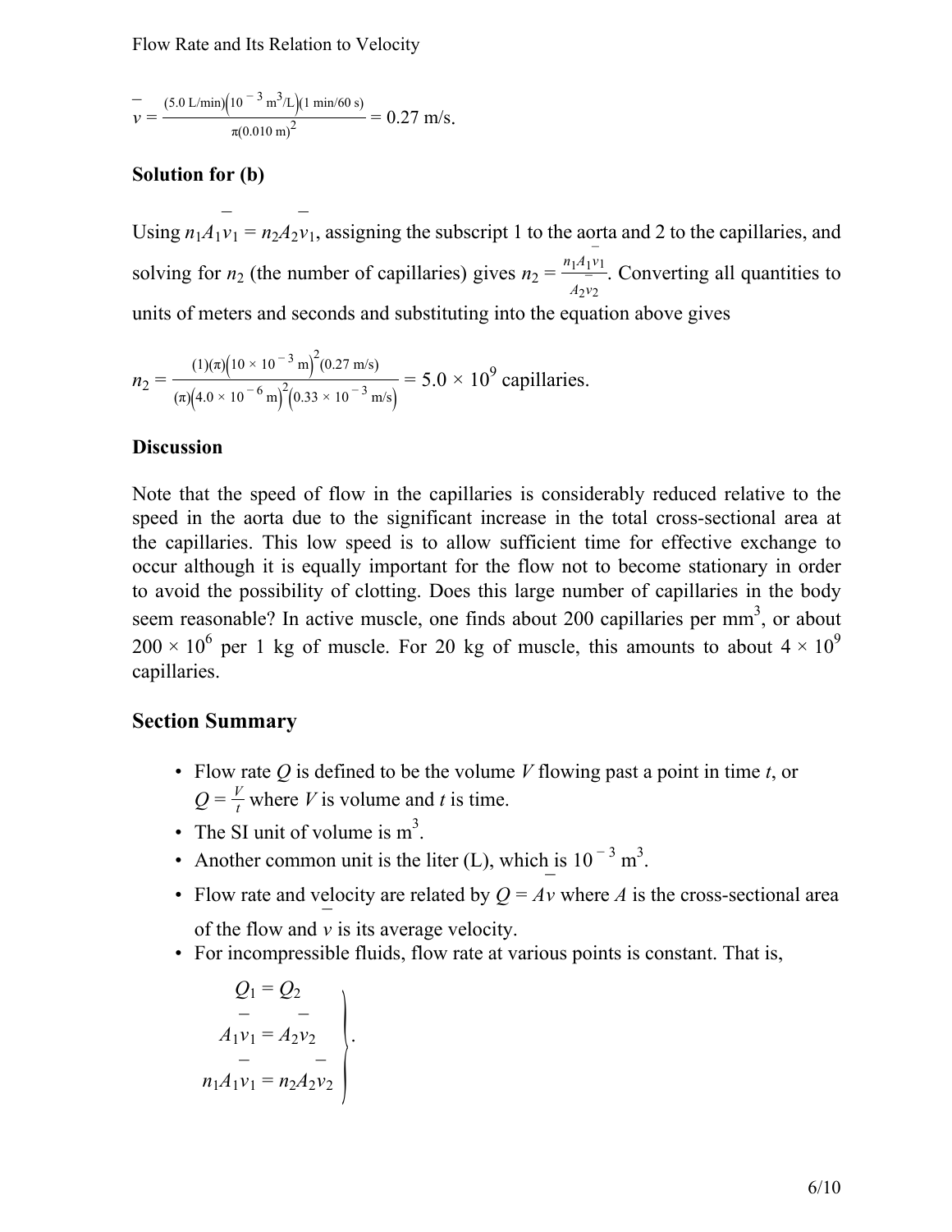$$\bar{v} = \frac{(5.0\ \text{L/min})\left(10^{-3}\ \text{m}^3/\text{L}\right)(1\ \text{min}/60\ \text{s})}{\pi(0.010\ \text{m})^2} = 0.27\ \text{m/s}.$$

**Solution for (b)**

Using $n_1 A_1 \bar{v}_1 = n_2 A_2 \bar{v}_1$, assigning the subscript 1 to the aorta and 2 to the capillaries, and solving for $n_2$ (the number of capillaries) gives $n_2 = \frac{n_1 A_1 \bar{v}_1}{A_2 \bar{v}_2}$. Converting all quantities to units of meters and seconds and substituting into the equation above gives

$$n_2 = \frac{(1)(\pi)\left(10 \times 10^{-3}\ \text{m}\right)^2 (0.27\ \text{m/s})}{(\pi)\left(4.0 \times 10^{-6}\ \text{m}\right)^2 \left(0.33 \times 10^{-3}\ \text{m/s}\right)} = 5.0 \times 10^9\ \text{capillaries}.$$

**Discussion**

Note that the speed of flow in the capillaries is considerably reduced relative to the speed in the aorta due to the significant increase in the total cross-sectional area at the capillaries. This low speed is to allow sufficient time for effective exchange to occur although it is equally important for the flow not to become stationary in order to avoid the possibility of clotting. Does this large number of capillaries in the body seem reasonable? In active muscle, one finds about 200 capillaries per $\text{mm}^3$, or about $200 \times 10^6$ per 1 kg of muscle. For 20 kg of muscle, this amounts to about $4 \times 10^9$ capillaries.

## Section Summary

- Flow rate $Q$ is defined to be the volume $V$ flowing past a point in time $t$, or $Q = \frac{V}{t}$ where $V$ is volume and $t$ is time.
- The SI unit of volume is $\text{m}^3$.
- Another common unit is the liter (L), which is $10^{-3}\ \text{m}^3$.
- Flow rate and velocity are related by $Q = A\bar{v}$ where $A$ is the cross-sectional area of the flow and $\bar{v}$ is its average velocity.
- For incompressible fluids, flow rate at various points is constant. That is,

$$\left.\begin{aligned} Q_1 &= Q_2 \\ A_1 \bar{v}_1 &= A_2 \bar{v}_2 \\ n_1 A_1 \bar{v}_1 &= n_2 A_2 \bar{v}_2 \end{aligned}\right\}.$$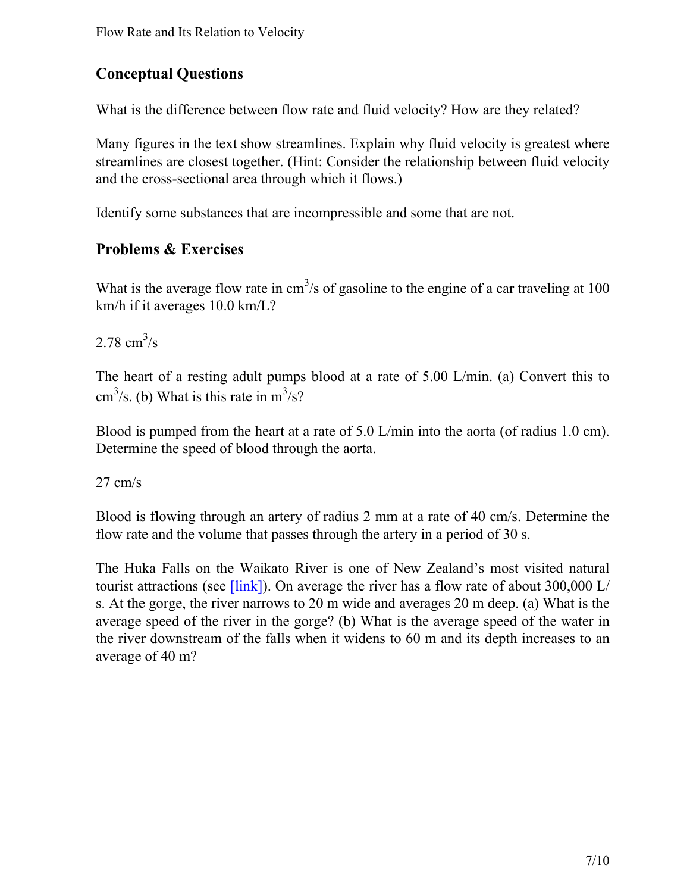## Conceptual Questions

What is the difference between flow rate and fluid velocity? How are they related?

Many figures in the text show streamlines. Explain why fluid velocity is greatest where streamlines are closest together. (Hint: Consider the relationship between fluid velocity and the cross-sectional area through which it flows.)

Identify some substances that are incompressible and some that are not.

## Problems & Exercises

What is the average flow rate in $cm^3/s$ of gasoline to the engine of a car traveling at 100 km/h if it averages 10.0 km/L?

$2.78\ cm^3/s$

The heart of a resting adult pumps blood at a rate of 5.00 L/min. (a) Convert this to $cm^3/s$. (b) What is this rate in $m^3/s$?

Blood is pumped from the heart at a rate of 5.0 L/min into the aorta (of radius 1.0 cm). Determine the speed of blood through the aorta.

27 cm/s

Blood is flowing through an artery of radius 2 mm at a rate of 40 cm/s. Determine the flow rate and the volume that passes through the artery in a period of 30 s.

The Huka Falls on the Waikato River is one of New Zealand's most visited natural tourist attractions (see [link]). On average the river has a flow rate of about 300,000 L/s. At the gorge, the river narrows to 20 m wide and averages 20 m deep. (a) What is the average speed of the river in the gorge? (b) What is the average speed of the water in the river downstream of the falls when it widens to 60 m and its depth increases to an average of 40 m?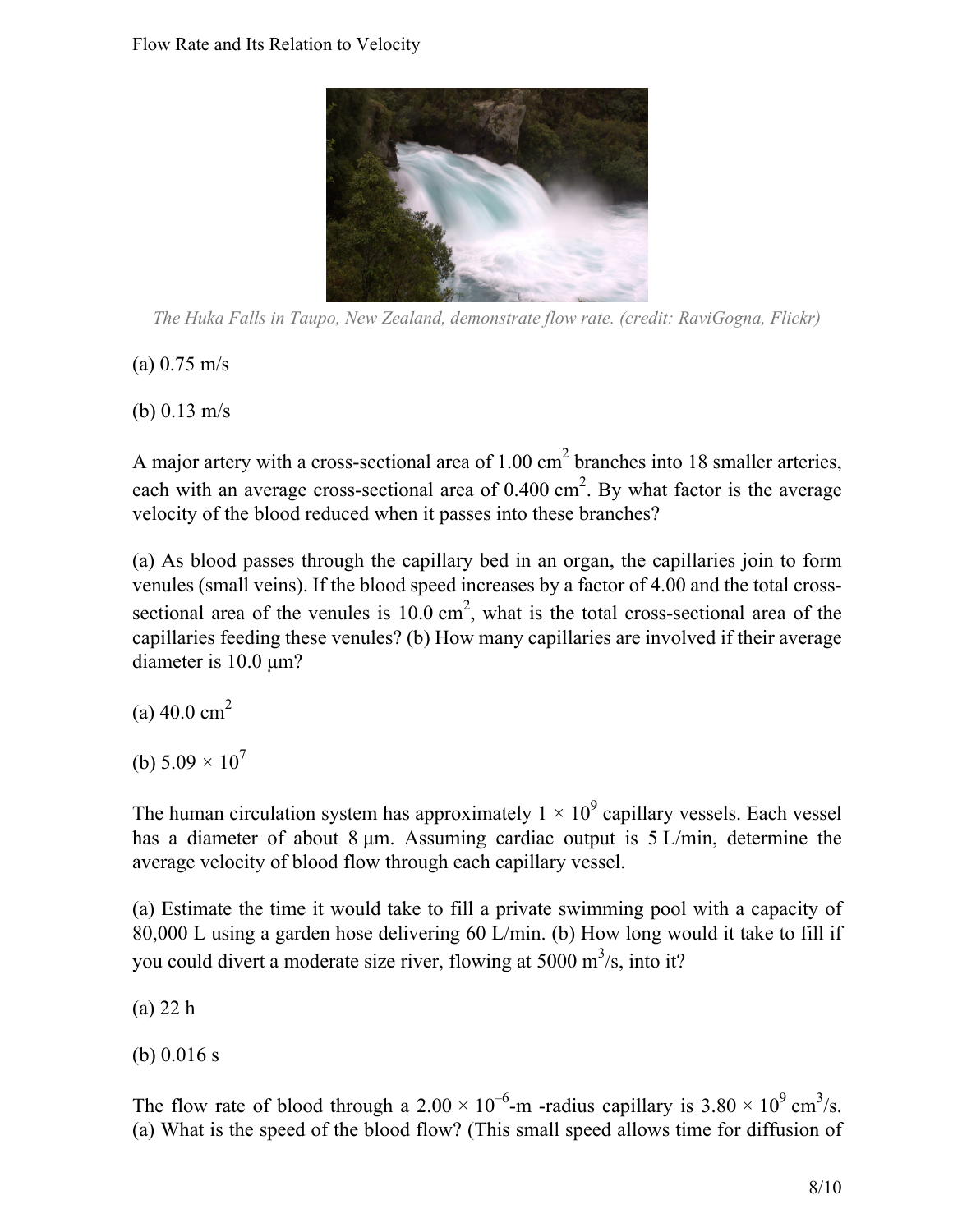The Huka Falls in Taupo, New Zealand, demonstrate flow rate. (credit: RaviGogna, Flickr)

(a) 0.75 m/s

(b) 0.13 m/s

A major artery with a cross-sectional area of 1.00 $cm^2$ branches into 18 smaller arteries, each with an average cross-sectional area of 0.400 $cm^2$. By what factor is the average velocity of the blood reduced when it passes into these branches?

(a) As blood passes through the capillary bed in an organ, the capillaries join to form venules (small veins). If the blood speed increases by a factor of 4.00 and the total cross-sectional area of the venules is 10.0 $cm^2$, what is the total cross-sectional area of the capillaries feeding these venules? (b) How many capillaries are involved if their average diameter is 10.0 μm?

(a) 40.0 $cm^2$

(b) $5.09 \times 10^7$

The human circulation system has approximately $1 \times 10^9$ capillary vessels. Each vessel has a diameter of about 8 μm. Assuming cardiac output is 5 L/min, determine the average velocity of blood flow through each capillary vessel.

(a) Estimate the time it would take to fill a private swimming pool with a capacity of 80,000 L using a garden hose delivering 60 L/min. (b) How long would it take to fill if you could divert a moderate size river, flowing at 5000 $m^3$/s, into it?

(a) 22 h

(b) 0.016 s

The flow rate of blood through a $2.00 \times 10^{-6}$-m -radius capillary is $3.80 \times 10^9$ $cm^3$/s. (a) What is the speed of the blood flow? (This small speed allows time for diffusion of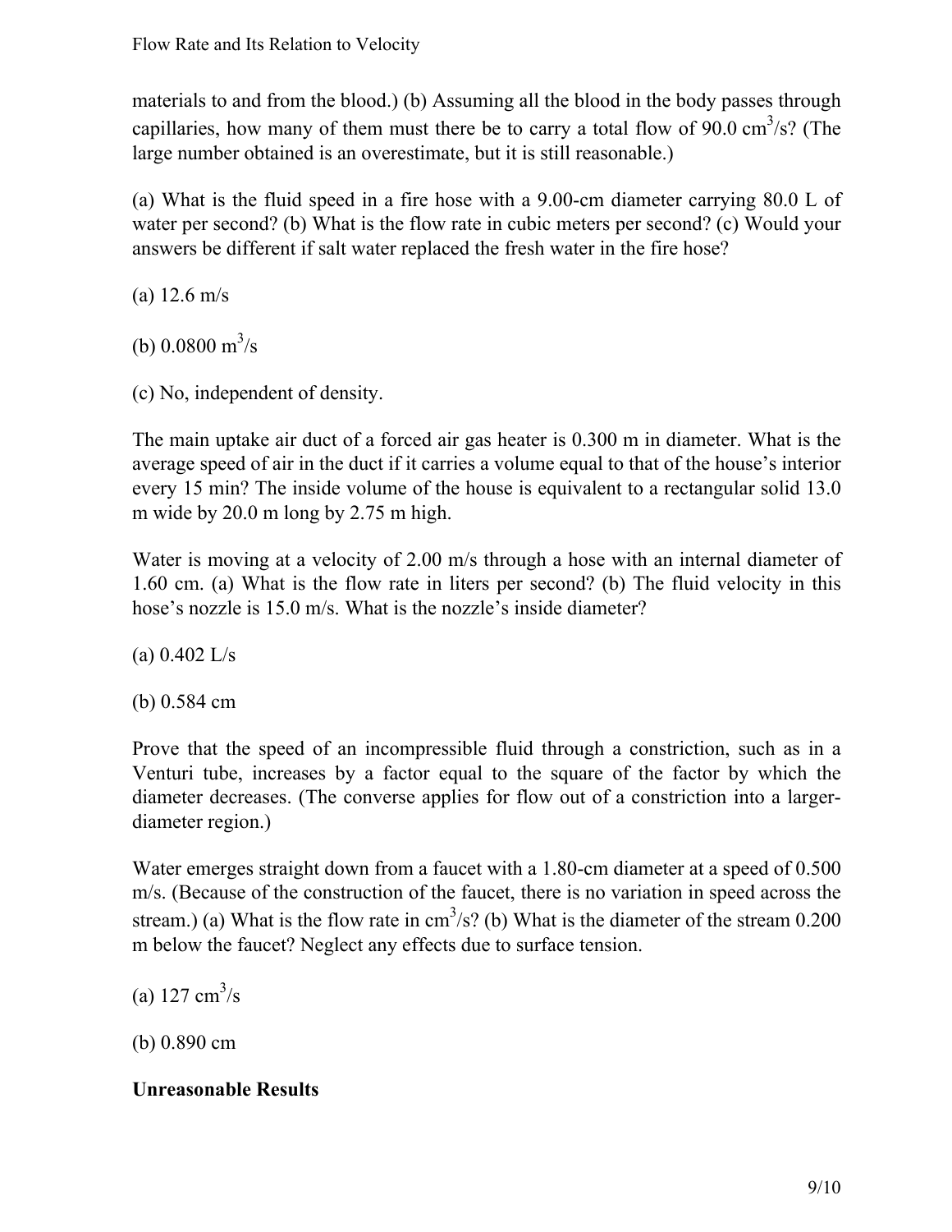materials to and from the blood.) (b) Assuming all the blood in the body passes through capillaries, how many of them must there be to carry a total flow of 90.0 $cm^3/s$? (The large number obtained is an overestimate, but it is still reasonable.)

(a) What is the fluid speed in a fire hose with a 9.00-cm diameter carrying 80.0 L of water per second? (b) What is the flow rate in cubic meters per second? (c) Would your answers be different if salt water replaced the fresh water in the fire hose?

(a) 12.6 m/s

(b) 0.0800 $m^3/s$

(c) No, independent of density.

The main uptake air duct of a forced air gas heater is 0.300 m in diameter. What is the average speed of air in the duct if it carries a volume equal to that of the house's interior every 15 min? The inside volume of the house is equivalent to a rectangular solid 13.0 m wide by 20.0 m long by 2.75 m high.

Water is moving at a velocity of 2.00 m/s through a hose with an internal diameter of 1.60 cm. (a) What is the flow rate in liters per second? (b) The fluid velocity in this hose's nozzle is 15.0 m/s. What is the nozzle's inside diameter?

(a) 0.402 L/s

(b) 0.584 cm

Prove that the speed of an incompressible fluid through a constriction, such as in a Venturi tube, increases by a factor equal to the square of the factor by which the diameter decreases. (The converse applies for flow out of a constriction into a larger-diameter region.)

Water emerges straight down from a faucet with a 1.80-cm diameter at a speed of 0.500 m/s. (Because of the construction of the faucet, there is no variation in speed across the stream.) (a) What is the flow rate in $cm^3/s$? (b) What is the diameter of the stream 0.200 m below the faucet? Neglect any effects due to surface tension.

(a) 127 $cm^3/s$

(b) 0.890 cm

**Unreasonable Results**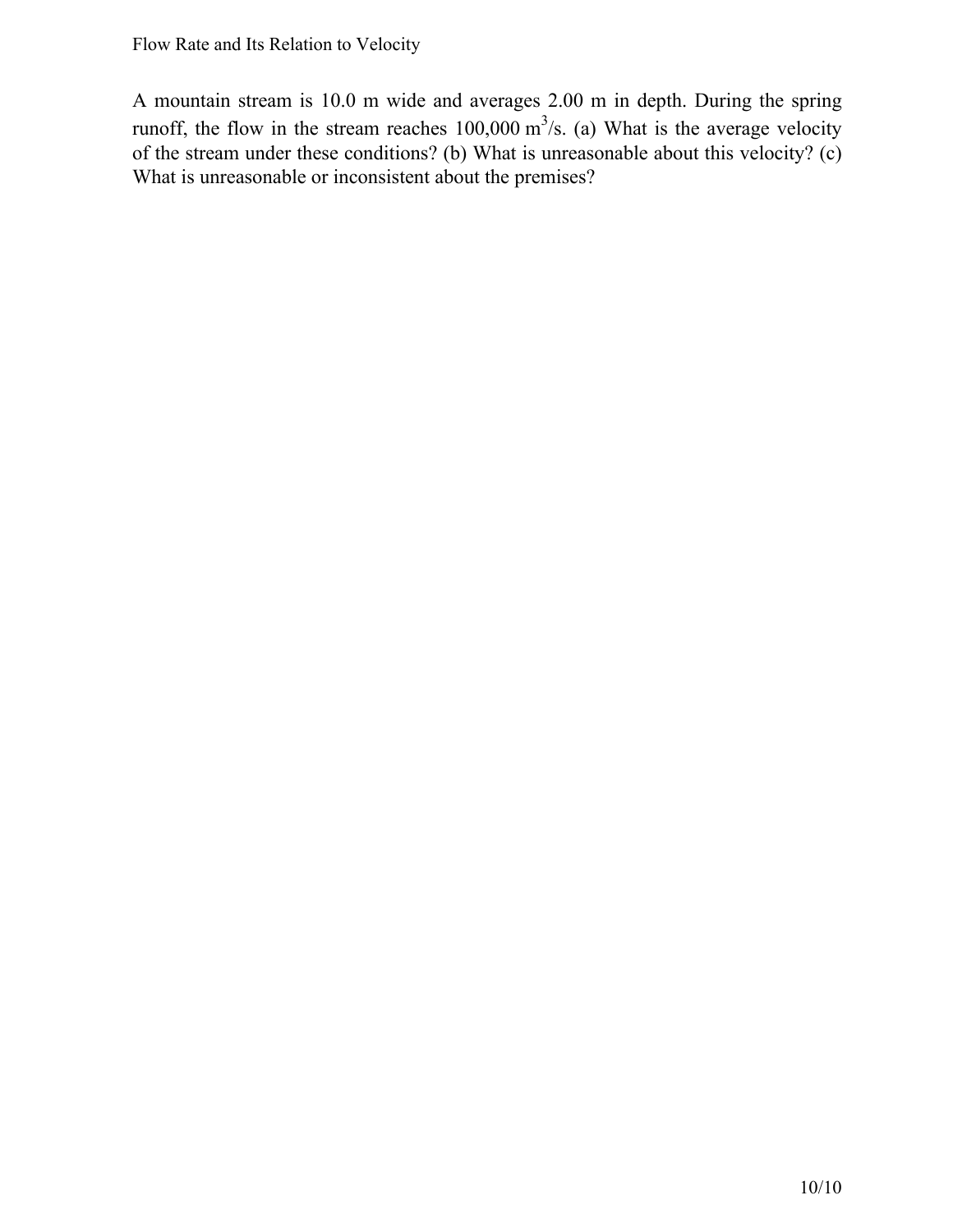A mountain stream is 10.0 m wide and averages 2.00 m in depth. During the spring runoff, the flow in the stream reaches 100,000 $m^3/s$. (a) What is the average velocity of the stream under these conditions? (b) What is unreasonable about this velocity? (c) What is unreasonable or inconsistent about the premises?